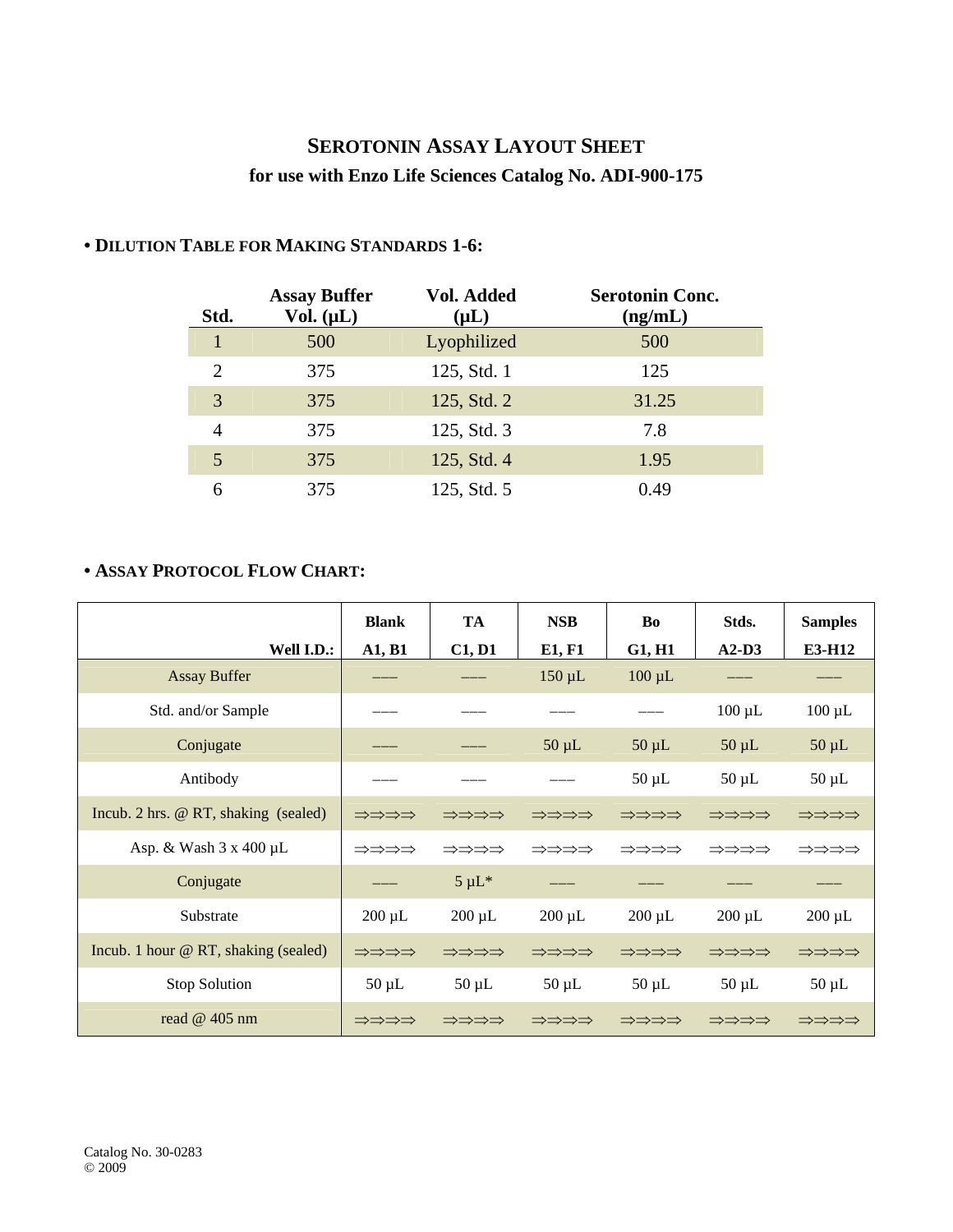# SEROTONIN ASSAY LAYOUT SHEET

## for use with Enzo Life Sciences Catalog No. ADI-900-175

### • DILUTION TABLE FOR MAKING STANDARDS 1-6:

| Std. | Assay Buffer Vol. (µL) | Vol. Added (µL) | Serotonin Conc. (ng/mL) |
|---|---|---|---|
| 1 | 500 | Lyophilized | 500 |
| 2 | 375 | 125, Std. 1 | 125 |
| 3 | 375 | 125, Std. 2 | 31.25 |
| 4 | 375 | 125, Std. 3 | 7.8 |
| 5 | 375 | 125, Std. 4 | 1.95 |
| 6 | 375 | 125, Std. 5 | 0.49 |

### • ASSAY PROTOCOL FLOW CHART:

| | Blank | TA | NSB | Bo | Stds. | Samples |
|---|---|---|---|---|---|---|
| **Well I.D.:** | **A1, B1** | **C1, D1** | **E1, F1** | **G1, H1** | **A2-D3** | **E3-H12** |
| Assay Buffer | ––– | ––– | 150 µL | 100 µL | ––– | ––– |
| Std. and/or Sample | ––– | ––– | ––– | ––– | 100 µL | 100 µL |
| Conjugate | ––– | ––– | 50 µL | 50 µL | 50 µL | 50 µL |
| Antibody | ––– | ––– | ––– | 50 µL | 50 µL | 50 µL |
| Incub. 2 hrs. @ RT, shaking (sealed) | ⇒⇒⇒⇒ | ⇒⇒⇒⇒ | ⇒⇒⇒⇒ | ⇒⇒⇒⇒ | ⇒⇒⇒⇒ | ⇒⇒⇒⇒ |
| Asp. & Wash 3 x 400 µL | ⇒⇒⇒⇒ | ⇒⇒⇒⇒ | ⇒⇒⇒⇒ | ⇒⇒⇒⇒ | ⇒⇒⇒⇒ | ⇒⇒⇒⇒ |
| Conjugate | ––– | 5 µL* | ––– | ––– | ––– | ––– |
| Substrate | 200 µL | 200 µL | 200 µL | 200 µL | 200 µL | 200 µL |
| Incub. 1 hour @ RT, shaking (sealed) | ⇒⇒⇒⇒ | ⇒⇒⇒⇒ | ⇒⇒⇒⇒ | ⇒⇒⇒⇒ | ⇒⇒⇒⇒ | ⇒⇒⇒⇒ |
| Stop Solution | 50 µL | 50 µL | 50 µL | 50 µL | 50 µL | 50 µL |
| read @ 405 nm | ⇒⇒⇒⇒ | ⇒⇒⇒⇒ | ⇒⇒⇒⇒ | ⇒⇒⇒⇒ | ⇒⇒⇒⇒ | ⇒⇒⇒⇒ |

Catalog No. 30-0283
© 2009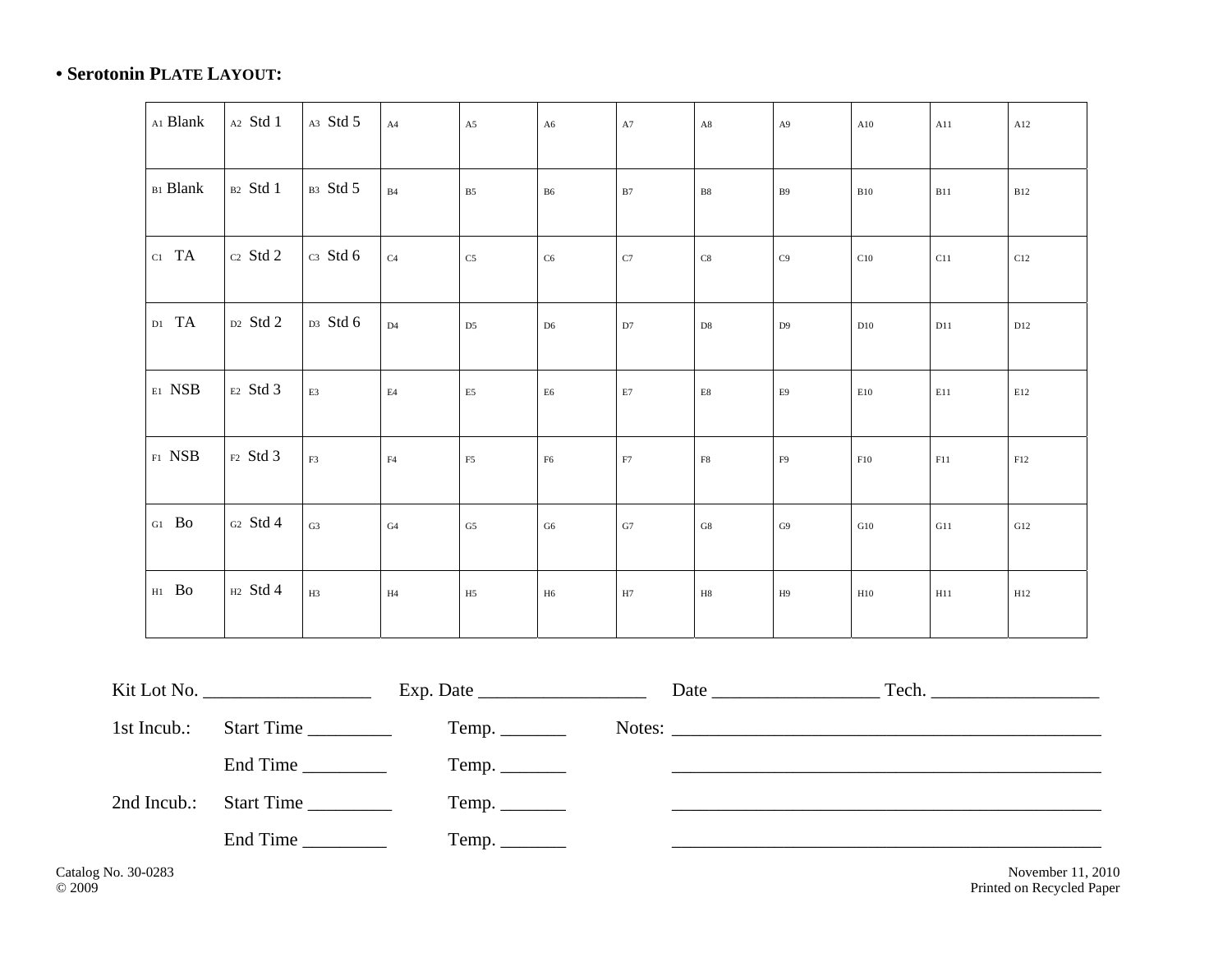• **Serotonin PLATE LAYOUT:**

| | | | | | | | | | | | |
|---|---|---|---|---|---|---|---|---|---|---|---|
| A1 Blank | A2 Std 1 | A3 Std 5 | A4 | A5 | A6 | A7 | A8 | A9 | A10 | A11 | A12 |
| B1 Blank | B2 Std 1 | B3 Std 5 | B4 | B5 | B6 | B7 | B8 | B9 | B10 | B11 | B12 |
| C1 TA | C2 Std 2 | C3 Std 6 | C4 | C5 | C6 | C7 | C8 | C9 | C10 | C11 | C12 |
| D1 TA | D2 Std 2 | D3 Std 6 | D4 | D5 | D6 | D7 | D8 | D9 | D10 | D11 | D12 |
| E1 NSB | E2 Std 3 | E3 | E4 | E5 | E6 | E7 | E8 | E9 | E10 | E11 | E12 |
| F1 NSB | F2 Std 3 | F3 | F4 | F5 | F6 | F7 | F8 | F9 | F10 | F11 | F12 |
| G1 Bo | G2 Std 4 | G3 | G4 | G5 | G6 | G7 | G8 | G9 | G10 | G11 | G12 |
| H1 Bo | H2 Std 4 | H3 | H4 | H5 | H6 | H7 | H8 | H9 | H10 | H11 | H12 |

Kit Lot No. __________________ Exp. Date __________________ Date __________________ Tech. __________________

1st Incub.: Start Time _________ Temp. _______ Notes: ________________________________________________

End Time _________ Temp. _______ ________________________________________________

2nd Incub.: Start Time _________ Temp. _______ ________________________________________________

End Time _________ Temp. _______ ________________________________________________

Catalog No. 30-0283
© 2009

November 11, 2010
Printed on Recycled Paper